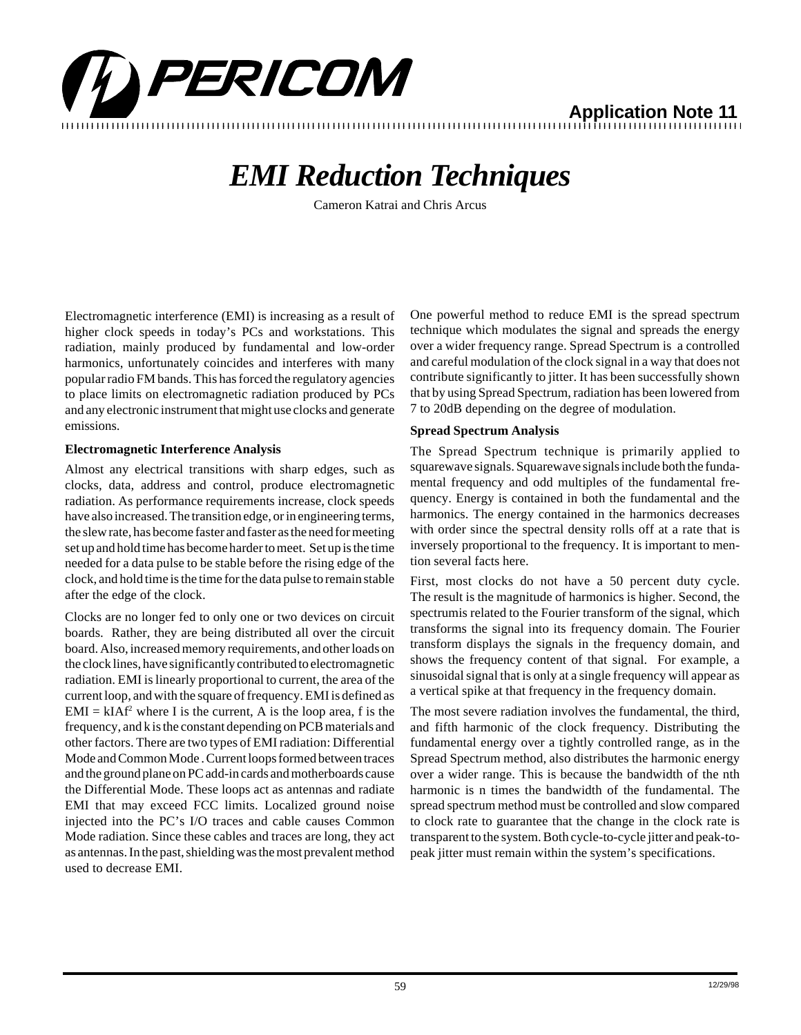# EMI Reduction Techniques

Cameron Katrai and Chris Arcus

Electromagnetic interference (EMI) is increasing as a result of higher clock speeds in today's PCs and workstations. This radiation, mainly produced by fundamental and low-order harmonics, unfortunately coincides and interferes with many popular radio FM bands. This has forced the regulatory agencies to place limits on electromagnetic radiation produced by PCs and any electronic instrument that might use clocks and generate emissions.

**Electromagnetic Interference Analysis**

Almost any electrical transitions with sharp edges, such as clocks, data, address and control, produce electromagnetic radiation. As performance requirements increase, clock speeds have also increased. The transition edge, or in engineering terms, the slew rate, has become faster and faster as the need for meeting set up and hold time has become harder to meet. Set up is the time needed for a data pulse to be stable before the rising edge of the clock, and hold time is the time for the data pulse to remain stable after the edge of the clock.

Clocks are no longer fed to only one or two devices on circuit boards. Rather, they are being distributed all over the circuit board. Also, increased memory requirements, and other loads on the clock lines, have significantly contributed to electromagnetic radiation. EMI is linearly proportional to current, the area of the current loop, and with the square of frequency. EMI is defined as $EMI = kIAf^2$ where I is the current, A is the loop area, f is the frequency, and k is the constant depending on PCB materials and other factors. There are two types of EMI radiation: Differential Mode and Common Mode . Current loops formed between traces and the ground plane on PC add-in cards and motherboards cause the Differential Mode. These loops act as antennas and radiate EMI that may exceed FCC limits. Localized ground noise injected into the PC's I/O traces and cable causes Common Mode radiation. Since these cables and traces are long, they act as antennas. In the past, shielding was the most prevalent method used to decrease EMI.

One powerful method to reduce EMI is the spread spectrum technique which modulates the signal and spreads the energy over a wider frequency range. Spread Spectrum is a controlled and careful modulation of the clock signal in a way that does not contribute significantly to jitter. It has been successfully shown that by using Spread Spectrum, radiation has been lowered from 7 to 20dB depending on the degree of modulation.

**Spread Spectrum Analysis**

The Spread Spectrum technique is primarily applied to squarewave signals. Squarewave signals include both the fundamental frequency and odd multiples of the fundamental frequency. Energy is contained in both the fundamental and the harmonics. The energy contained in the harmonics decreases with order since the spectral density rolls off at a rate that is inversely proportional to the frequency. It is important to mention several facts here.

First, most clocks do not have a 50 percent duty cycle. The result is the magnitude of harmonics is higher. Second, the spectrumis related to the Fourier transform of the signal, which transforms the signal into its frequency domain. The Fourier transform displays the signals in the frequency domain, and shows the frequency content of that signal. For example, a sinusoidal signal that is only at a single frequency will appear as a vertical spike at that frequency in the frequency domain.

The most severe radiation involves the fundamental, the third, and fifth harmonic of the clock frequency. Distributing the fundamental energy over a tightly controlled range, as in the Spread Spectrum method, also distributes the harmonic energy over a wider range. This is because the bandwidth of the nth harmonic is n times the bandwidth of the fundamental. The spread spectrum method must be controlled and slow compared to clock rate to guarantee that the change in the clock rate is transparent to the system. Both cycle-to-cycle jitter and peak-to-peak jitter must remain within the system's specifications.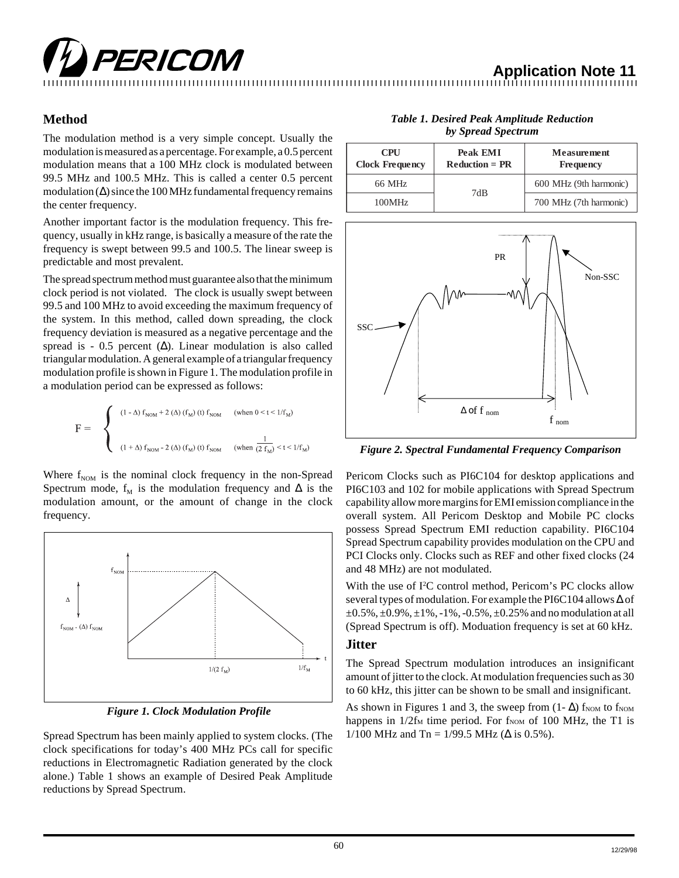## Method

The modulation method is a very simple concept. Usually the modulation is measured as a percentage. For example, a 0.5 percent modulation means that a 100 MHz clock is modulated between 99.5 MHz and 100.5 MHz. This is called a center 0.5 percent modulation (Δ) since the 100 MHz fundamental frequency remains the center frequency.

Another important factor is the modulation frequency. This frequency, usually in kHz range, is basically a measure of the rate the frequency is swept between 99.5 and 100.5. The linear sweep is predictable and most prevalent.

The spread spectrum method must guarantee also that the minimum clock period is not violated. The clock is usually swept between 99.5 and 100 MHz to avoid exceeding the maximum frequency of the system. In this method, called down spreading, the clock frequency deviation is measured as a negative percentage and the spread is - 0.5 percent (Δ). Linear modulation is also called triangular modulation. A general example of a triangular frequency modulation profile is shown in Figure 1. The modulation profile in a modulation period can be expressed as follows:

$$F = \begin{cases} (1 - \Delta) f_{NOM} + 2 (\Delta) (f_M) (t) f_{NOM} & (\text{when } 0 < t < 1/f_M) \\ (1 + \Delta) f_{NOM} - 2 (\Delta) (f_M) (t) f_{NOM} & (\text{when } \frac{1}{(2 f_M)} < t < 1/f_M) \end{cases}$$

Where $f_{NOM}$ is the nominal clock frequency in the non-Spread Spectrum mode, $f_M$ is the modulation frequency and Δ is the modulation amount, or the amount of change in the clock frequency.

*Figure 1. Clock Modulation Profile*

Spread Spectrum has been mainly applied to system clocks. (The clock specifications for today's 400 MHz PCs call for specific reductions in Electromagnetic Radiation generated by the clock alone.) Table 1 shows an example of Desired Peak Amplitude reductions by Spread Spectrum.

*Table 1. Desired Peak Amplitude Reduction by Spread Spectrum*

| CPU Clock Frequency | Peak EMI Reduction = PR | Measurement Frequency |
|---|---|---|
| 66 MHz | 7dB | 600 MHz (9th harmonic) |
| 100MHz | | 700 MHz (7th harmonic) |

*Figure 2. Spectral Fundamental Frequency Comparison*

Pericom Clocks such as PI6C104 for desktop applications and PI6C103 and 102 for mobile applications with Spread Spectrum capability allow more margins for EMI emission compliance in the overall system. All Pericom Desktop and Mobile PC clocks possess Spread Spectrum EMI reduction capability. PI6C104 Spread Spectrum capability provides modulation on the CPU and PCI Clocks only. Clocks such as REF and other fixed clocks (24 and 48 MHz) are not modulated.

With the use of I[2]C control method, Pericom's PC clocks allow several types of modulation. For example the PI6C104 allows Δ of ±0.5%, ±0.9%, ±1%, -1%, -0.5%, ±0.25% and no modulation at all (Spread Spectrum is off). Moduation frequency is set at 60 kHz.

## Jitter

The Spread Spectrum modulation introduces an insignificant amount of jitter to the clock. At modulation frequencies such as 30 to 60 kHz, this jitter can be shown to be small and insignificant.

As shown in Figures 1 and 3, the sweep from $(1- \Delta) f_{NOM}$ to $f_{NOM}$ happens in $1/2f_M$ time period. For $f_{NOM}$ of 100 MHz, the T1 is 1/100 MHz and Tn = 1/99.5 MHz (Δ is 0.5%).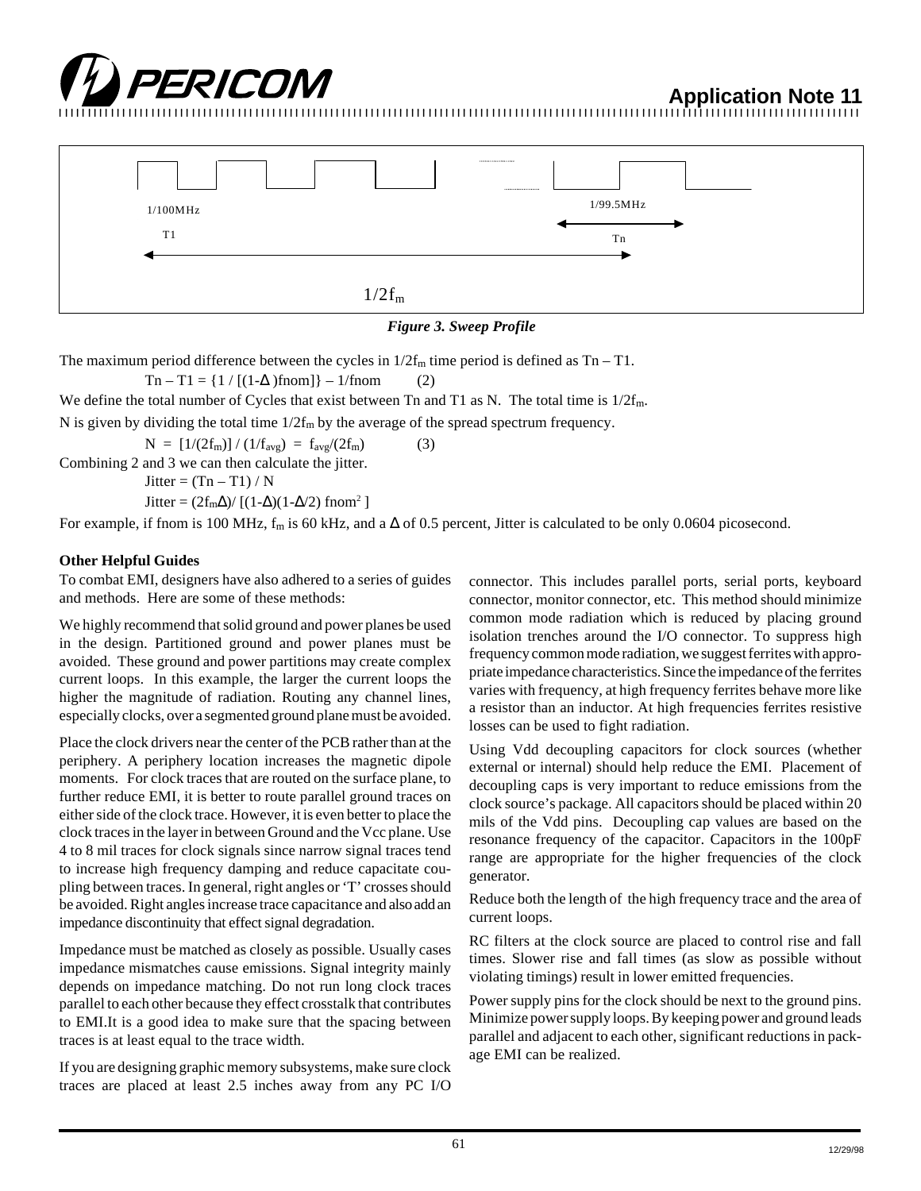1/100MHz

T1

1/99.5MHz

Tn

$1/2f_m$

*Figure 3. Sweep Profile*

The maximum period difference between the cycles in $1/2f_m$ time period is defined as Tn – T1.

$$Tn - T1 = \{1 / [(1-\Delta) fnom]\} - 1/fnom \quad (2)$$

We define the total number of Cycles that exist between Tn and T1 as N. The total time is $1/2f_m$.

N is given by dividing the total time $1/2f_m$ by the average of the spread spectrum frequency.

$$N = [1/(2f_m)] / (1/f_{avg}) = f_{avg}/(2f_m) \quad (3)$$

Combining 2 and 3 we can then calculate the jitter.

$$Jitter = (Tn - T1) / N$$

$$Jitter = (2f_m\Delta) / [(1-\Delta)(1-\Delta/2)\, fnom^2]$$

For example, if fnom is 100 MHz, $f_m$ is 60 kHz, and a $\Delta$ of 0.5 percent, Jitter is calculated to be only 0.0604 picosecond.

**Other Helpful Guides**

To combat EMI, designers have also adhered to a series of guides and methods. Here are some of these methods:

We highly recommend that solid ground and power planes be used in the design. Partitioned ground and power planes must be avoided. These ground and power partitions may create complex current loops. In this example, the larger the current loops the higher the magnitude of radiation. Routing any channel lines, especially clocks, over a segmented ground plane must be avoided.

Place the clock drivers near the center of the PCB rather than at the periphery. A periphery location increases the magnetic dipole moments. For clock traces that are routed on the surface plane, to further reduce EMI, it is better to route parallel ground traces on either side of the clock trace. However, it is even better to place the clock traces in the layer in between Ground and the Vcc plane. Use 4 to 8 mil traces for clock signals since narrow signal traces tend to increase high frequency damping and reduce capacitate coupling between traces. In general, right angles or 'T' crosses should be avoided. Right angles increase trace capacitance and also add an impedance discontinuity that effect signal degradation.

Impedance must be matched as closely as possible. Usually cases impedance mismatches cause emissions. Signal integrity mainly depends on impedance matching. Do not run long clock traces parallel to each other because they effect crosstalk that contributes to EMI.It is a good idea to make sure that the spacing between traces is at least equal to the trace width.

If you are designing graphic memory subsystems, make sure clock traces are placed at least 2.5 inches away from any PC I/O connector. This includes parallel ports, serial ports, keyboard connector, monitor connector, etc. This method should minimize common mode radiation which is reduced by placing ground isolation trenches around the I/O connector. To suppress high frequency common mode radiation, we suggest ferrites with appropriate impedance characteristics. Since the impedance of the ferrites varies with frequency, at high frequency ferrites behave more like a resistor than an inductor. At high frequencies ferrites resistive losses can be used to fight radiation.

Using Vdd decoupling capacitors for clock sources (whether external or internal) should help reduce the EMI. Placement of decoupling caps is very important to reduce emissions from the clock source's package. All capacitors should be placed within 20 mils of the Vdd pins. Decoupling cap values are based on the resonance frequency of the capacitor. Capacitors in the 100pF range are appropriate for the higher frequencies of the clock generator.

Reduce both the length of the high frequency trace and the area of current loops.

RC filters at the clock source are placed to control rise and fall times. Slower rise and fall times (as slow as possible without violating timings) result in lower emitted frequencies.

Power supply pins for the clock should be next to the ground pins. Minimize power supply loops. By keeping power and ground leads parallel and adjacent to each other, significant reductions in package EMI can be realized.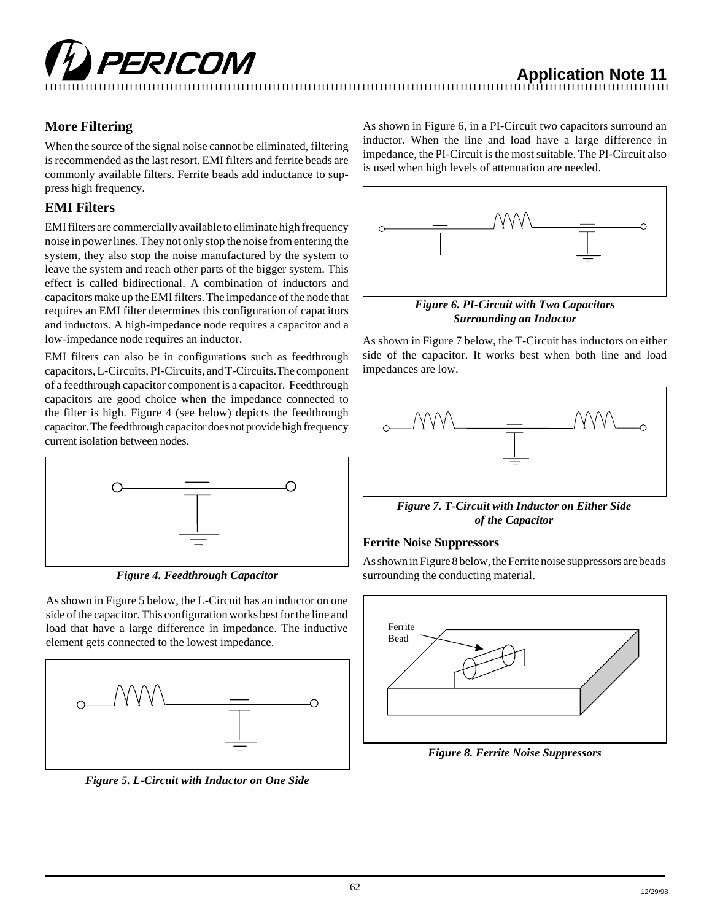## More Filtering

When the source of the signal noise cannot be eliminated, filtering is recommended as the last resort. EMI filters and ferrite beads are commonly available filters. Ferrite beads add inductance to suppress high frequency.

## EMI Filters

EMI filters are commercially available to eliminate high frequency noise in power lines. They not only stop the noise from entering the system, they also stop the noise manufactured by the system to leave the system and reach other parts of the bigger system. This effect is called bidirectional. A combination of inductors and capacitors make up the EMI filters. The impedance of the node that requires an EMI filter determines this configuration of capacitors and inductors. A high-impedance node requires a capacitor and a low-impedance node requires an inductor.

EMI filters can also be in configurations such as feedthrough capacitors, L-Circuits, PI-Circuits, and T-Circuits.The component of a feedthrough capacitor component is a capacitor. Feedthrough capacitors are good choice when the impedance connected to the filter is high. Figure 4 (see below) depicts the feedthrough capacitor. The feedthrough capacitor does not provide high frequency current isolation between nodes.

*Figure 4. Feedthrough Capacitor*

As shown in Figure 5 below, the L-Circuit has an inductor on one side of the capacitor. This configuration works best for the line and load that have a large difference in impedance. The inductive element gets connected to the lowest impedance.

*Figure 5. L-Circuit with Inductor on One Side*

As shown in Figure 6, in a PI-Circuit two capacitors surround an inductor. When the line and load have a large difference in impedance, the PI-Circuit is the most suitable. The PI-Circuit also is used when high levels of attenuation are needed.

*Figure 6. PI-Circuit with Two Capacitors Surrounding an Inductor*

As shown in Figure 7 below, the T-Circuit has inductors on either side of the capacitor. It works best when both line and load impedances are low.

*Figure 7. T-Circuit with Inductor on Either Side of the Capacitor*

### Ferrite Noise Suppressors

As shown in Figure 8 below, the Ferrite noise suppressors are beads surrounding the conducting material.

Ferrite Bead

*Figure 8. Ferrite Noise Suppressors*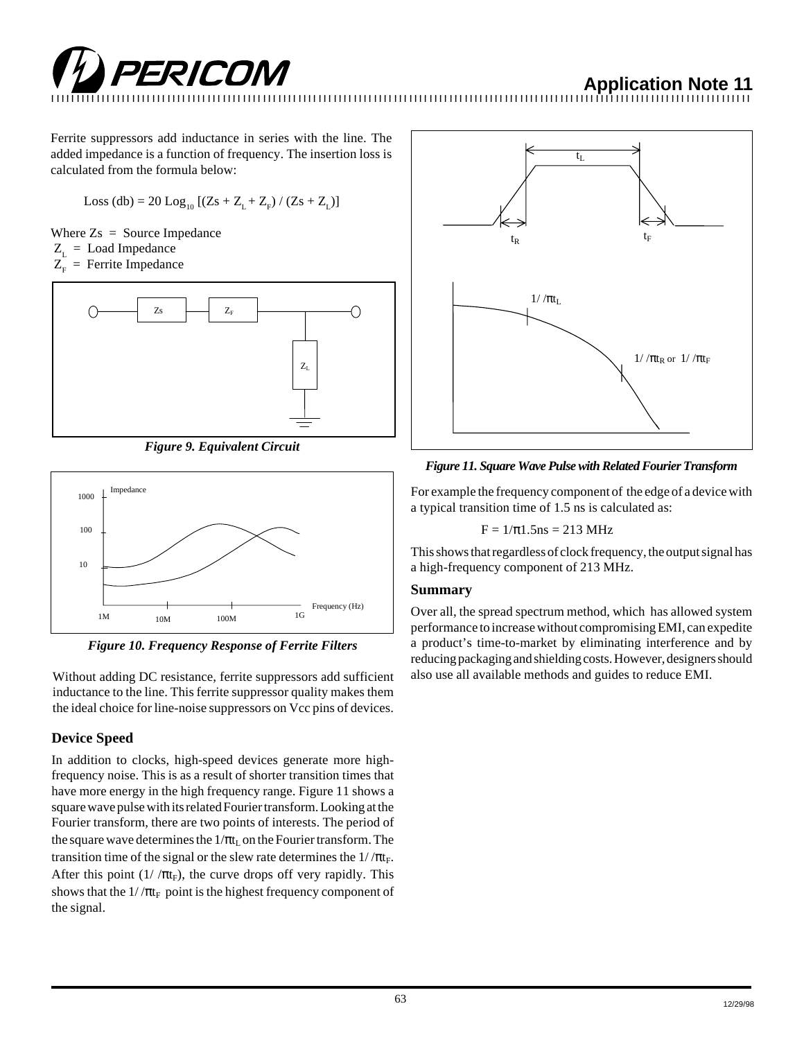Ferrite suppressors add inductance in series with the line. The added impedance is a function of frequency. The insertion loss is calculated from the formula below:

$$\text{Loss (db)} = 20 \text{ Log}_{10} [(Zs + Z_L + Z_F) / (Zs + Z_L)]$$

Where $Zs$ = Source Impedance
$Z_L$ = Load Impedance
$Z_F$ = Ferrite Impedance

*Figure 9. Equivalent Circuit*

*Figure 10. Frequency Response of Ferrite Filters*

Without adding DC resistance, ferrite suppressors add sufficient inductance to the line. This ferrite suppressor quality makes them the ideal choice for line-noise suppressors on Vcc pins of devices.

### Device Speed

In addition to clocks, high-speed devices generate more high-frequency noise. This is as a result of shorter transition times that have more energy in the high frequency range. Figure 11 shows a square wave pulse with its related Fourier transform. Looking at the Fourier transform, there are two points of interests. The period of the square wave determines the $1/\pi t_L$ on the Fourier transform. The transition time of the signal or the slew rate determines the $1/\pi t_F$. After this point ($1/\pi t_F$), the curve drops off very rapidly. This shows that the $1/\pi t_F$ point is the highest frequency component of the signal.

*Figure 11. Square Wave Pulse with Related Fourier Transform*

For example the frequency component of the edge of a device with a typical transition time of 1.5 ns is calculated as:

$$F = 1/\pi 1.5\text{ns} = 213 \text{ MHz}$$

This shows that regardless of clock frequency, the output signal has a high-frequency component of 213 MHz.

### Summary

Over all, the spread spectrum method, which has allowed system performance to increase without compromising EMI, can expedite a product's time-to-market by eliminating interference and by reducing packaging and shielding costs. However, designers should also use all available methods and guides to reduce EMI.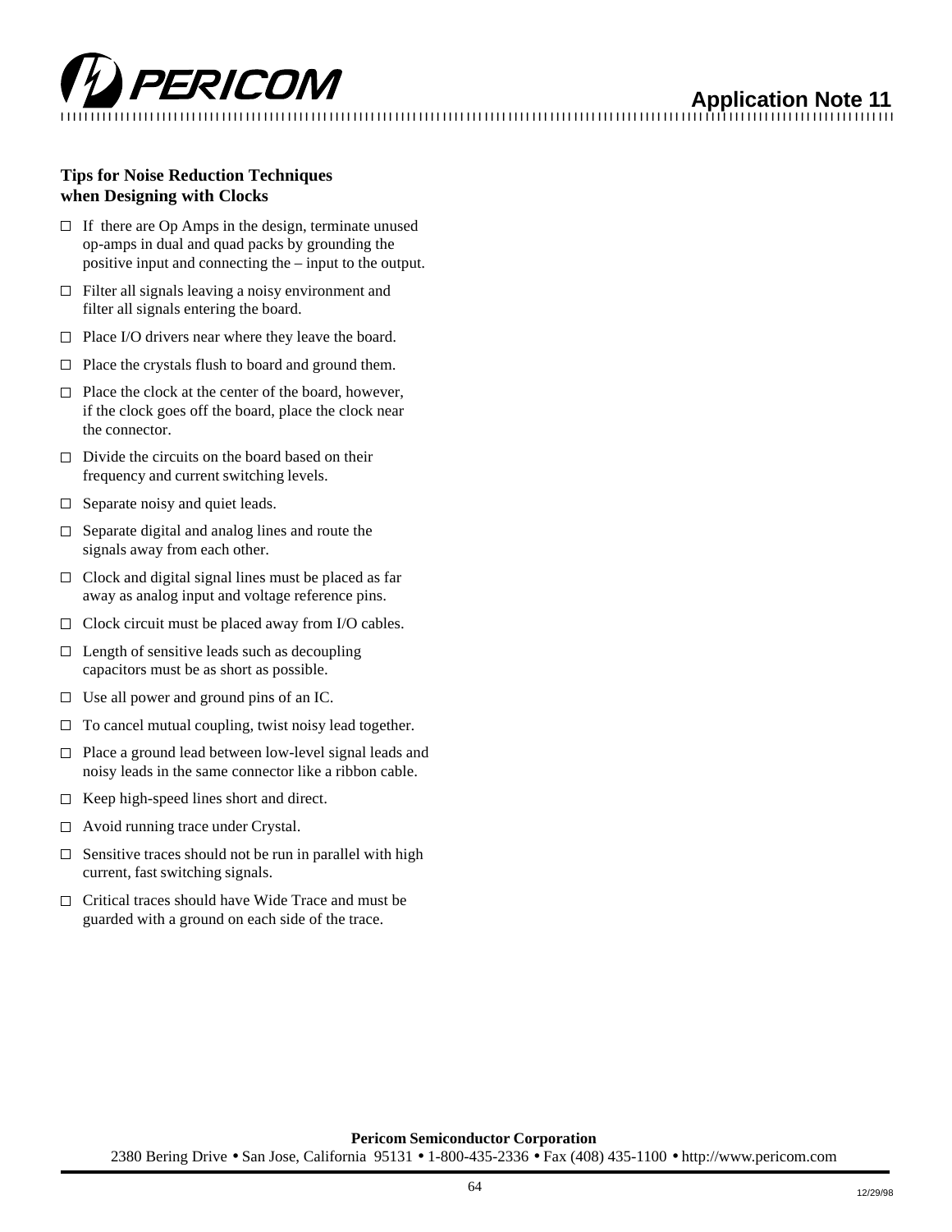## Tips for Noise Reduction Techniques when Designing with Clocks

- ☐ If there are Op Amps in the design, terminate unused op-amps in dual and quad packs by grounding the positive input and connecting the – input to the output.
- ☐ Filter all signals leaving a noisy environment and filter all signals entering the board.
- ☐ Place I/O drivers near where they leave the board.
- ☐ Place the crystals flush to board and ground them.
- ☐ Place the clock at the center of the board, however, if the clock goes off the board, place the clock near the connector.
- ☐ Divide the circuits on the board based on their frequency and current switching levels.
- ☐ Separate noisy and quiet leads.
- ☐ Separate digital and analog lines and route the signals away from each other.
- ☐ Clock and digital signal lines must be placed as far away as analog input and voltage reference pins.
- ☐ Clock circuit must be placed away from I/O cables.
- ☐ Length of sensitive leads such as decoupling capacitors must be as short as possible.
- ☐ Use all power and ground pins of an IC.
- ☐ To cancel mutual coupling, twist noisy lead together.
- ☐ Place a ground lead between low-level signal leads and noisy leads in the same connector like a ribbon cable.
- ☐ Keep high-speed lines short and direct.
- ☐ Avoid running trace under Crystal.
- ☐ Sensitive traces should not be run in parallel with high current, fast switching signals.
- ☐ Critical traces should have Wide Trace and must be guarded with a ground on each side of the trace.

**Pericom Semiconductor Corporation**
2380 Bering Drive • San Jose, California 95131 • 1-800-435-2336 • Fax (408) 435-1100 • http://www.pericom.com

12/29/98